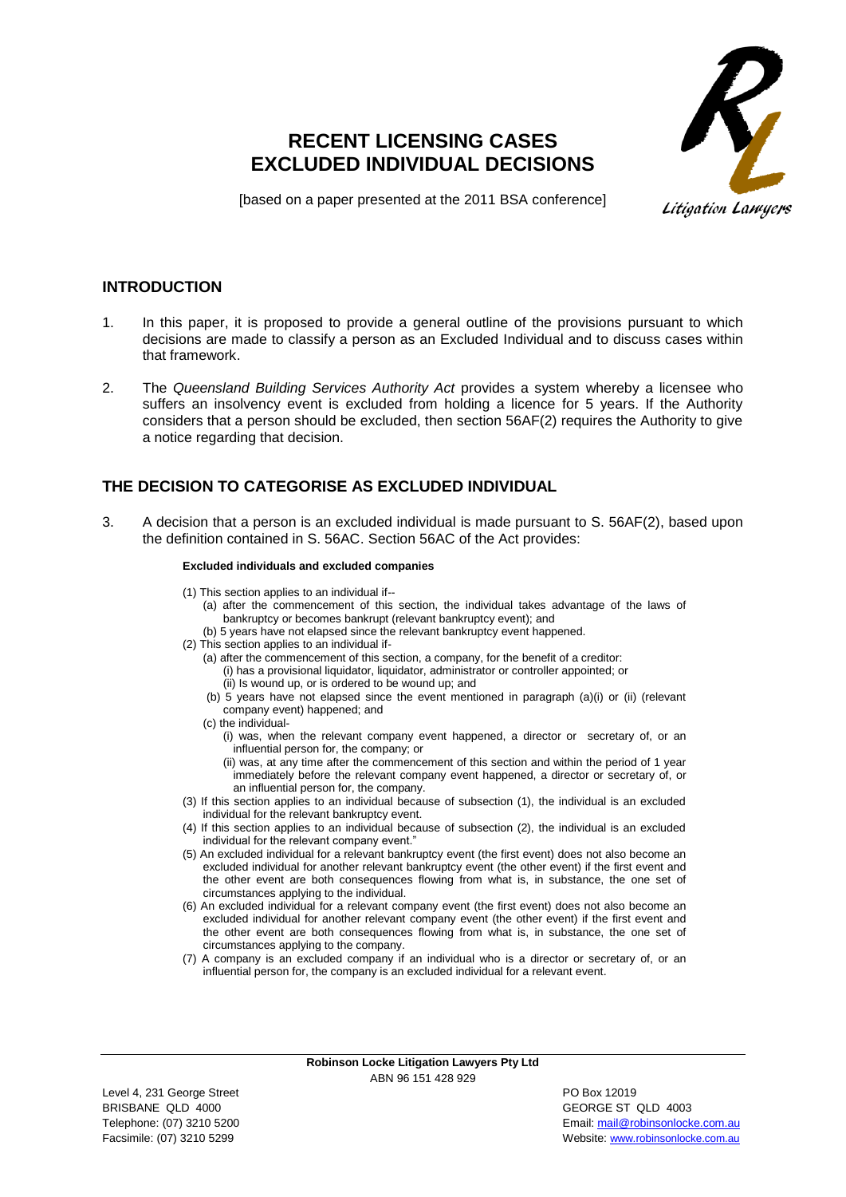# RECENT LICENSING CASES
# EXCLUDED INDIVIDUAL DECISIONS

[based on a paper presented at the 2011 BSA conference]

## INTRODUCTION

1. In this paper, it is proposed to provide a general outline of the provisions pursuant to which decisions are made to classify a person as an Excluded Individual and to discuss cases within that framework.

2. The *Queensland Building Services Authority Act* provides a system whereby a licensee who suffers an insolvency event is excluded from holding a licence for 5 years. If the Authority considers that a person should be excluded, then section 56AF(2) requires the Authority to give a notice regarding that decision.

## THE DECISION TO CATEGORISE AS EXCLUDED INDIVIDUAL

3. A decision that a person is an excluded individual is made pursuant to S. 56AF(2), based upon the definition contained in S. 56AC. Section 56AC of the Act provides:

**Excluded individuals and excluded companies**

(1) This section applies to an individual if--
  (a) after the commencement of this section, the individual takes advantage of the laws of bankruptcy or becomes bankrupt (relevant bankruptcy event); and
  (b) 5 years have not elapsed since the relevant bankruptcy event happened.

(2) This section applies to an individual if-
  (a) after the commencement of this section, a company, for the benefit of a creditor:
    (i) has a provisional liquidator, liquidator, administrator or controller appointed; or
    (ii) Is wound up, or is ordered to be wound up; and
  (b) 5 years have not elapsed since the event mentioned in paragraph (a)(i) or (ii) (relevant company event) happened; and
  (c) the individual-
    (i) was, when the relevant company event happened, a director or secretary of, or an influential person for, the company; or
    (ii) was, at any time after the commencement of this section and within the period of 1 year immediately before the relevant company event happened, a director or secretary of, or an influential person for, the company.

(3) If this section applies to an individual because of subsection (1), the individual is an excluded individual for the relevant bankruptcy event.

(4) If this section applies to an individual because of subsection (2), the individual is an excluded individual for the relevant company event."

(5) An excluded individual for a relevant bankruptcy event (the first event) does not also become an excluded individual for another relevant bankruptcy event (the other event) if the first event and the other event are both consequences flowing from what is, in substance, the one set of circumstances applying to the individual.

(6) An excluded individual for a relevant company event (the first event) does not also become an excluded individual for another relevant company event (the other event) if the first event and the other event are both consequences flowing from what is, in substance, the one set of circumstances applying to the company.

(7) A company is an excluded company if an individual who is a director or secretary of, or an influential person for, the company is an excluded individual for a relevant event.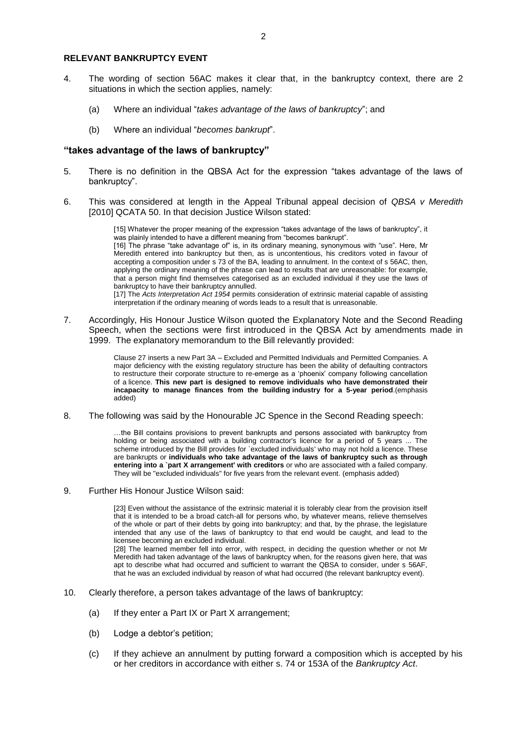## RELEVANT BANKRUPTCY EVENT

4. The wording of section 56AC makes it clear that, in the bankruptcy context, there are 2 situations in which the section applies, namely:

   (a) Where an individual "*takes advantage of the laws of bankruptcy*"; and

   (b) Where an individual "*becomes bankrupt*".

### "takes advantage of the laws of bankruptcy"

5. There is no definition in the QBSA Act for the expression "takes advantage of the laws of bankruptcy".

6. This was considered at length in the Appeal Tribunal appeal decision of *QBSA v Meredith* [2010] QCATA 50. In that decision Justice Wilson stated:

   > [15] Whatever the proper meaning of the expression "takes advantage of the laws of bankruptcy", it was plainly intended to have a different meaning from "becomes bankrupt".
   >
   > [16] The phrase "take advantage of" is, in its ordinary meaning, synonymous with "use". Here, Mr Meredith entered into bankruptcy but then, as is uncontentious, his creditors voted in favour of accepting a composition under s 73 of the BA, leading to annulment. In the context of s 56AC, then, applying the ordinary meaning of the phrase can lead to results that are unreasonable: for example, that a person might find themselves categorised as an excluded individual if they use the laws of bankruptcy to have their bankruptcy annulled.
   >
   > [17] The *Acts Interpretation Act 1954* permits consideration of extrinsic material capable of assisting interpretation if the ordinary meaning of words leads to a result that is unreasonable.

7. Accordingly, His Honour Justice Wilson quoted the Explanatory Note and the Second Reading Speech, when the sections were first introduced in the QBSA Act by amendments made in 1999. The explanatory memorandum to the Bill relevantly provided:

   > Clause 27 inserts a new Part 3A – Excluded and Permitted Individuals and Permitted Companies. A major deficiency with the existing regulatory structure has been the ability of defaulting contractors to restructure their corporate structure to re-emerge as a 'phoenix' company following cancellation of a licence. **This new part is designed to remove individuals who have demonstrated their incapacity to manage finances from the building industry for a 5-year period**.(emphasis added)

8. The following was said by the Honourable JC Spence in the Second Reading speech:

   > …the Bill contains provisions to prevent bankrupts and persons associated with bankruptcy from holding or being associated with a building contractor's licence for a period of 5 years ... The scheme introduced by the Bill provides for `excluded individuals' who may not hold a licence. These are bankrupts or **individuals who take advantage of the laws of bankruptcy such as through entering into a `part X arrangement' with creditors** or who are associated with a failed company. They will be "excluded individuals" for five years from the relevant event. (emphasis added)

9. Further His Honour Justice Wilson said:

   > [23] Even without the assistance of the extrinsic material it is tolerably clear from the provision itself that it is intended to be a broad catch-all for persons who, by whatever means, relieve themselves of the whole or part of their debts by going into bankruptcy; and that, by the phrase, the legislature intended that any use of the laws of bankruptcy to that end would be caught, and lead to the licensee becoming an excluded individual.
   >
   > [28] The learned member fell into error, with respect, in deciding the question whether or not Mr Meredith had taken advantage of the laws of bankruptcy when, for the reasons given here, that was apt to describe what had occurred and sufficient to warrant the QBSA to consider, under s 56AF, that he was an excluded individual by reason of what had occurred (the relevant bankruptcy event).

10. Clearly therefore, a person takes advantage of the laws of bankruptcy:

    (a) If they enter a Part IX or Part X arrangement;

    (b) Lodge a debtor's petition;

    (c) If they achieve an annulment by putting forward a composition which is accepted by his or her creditors in accordance with either s. 74 or 153A of the *Bankruptcy Act*.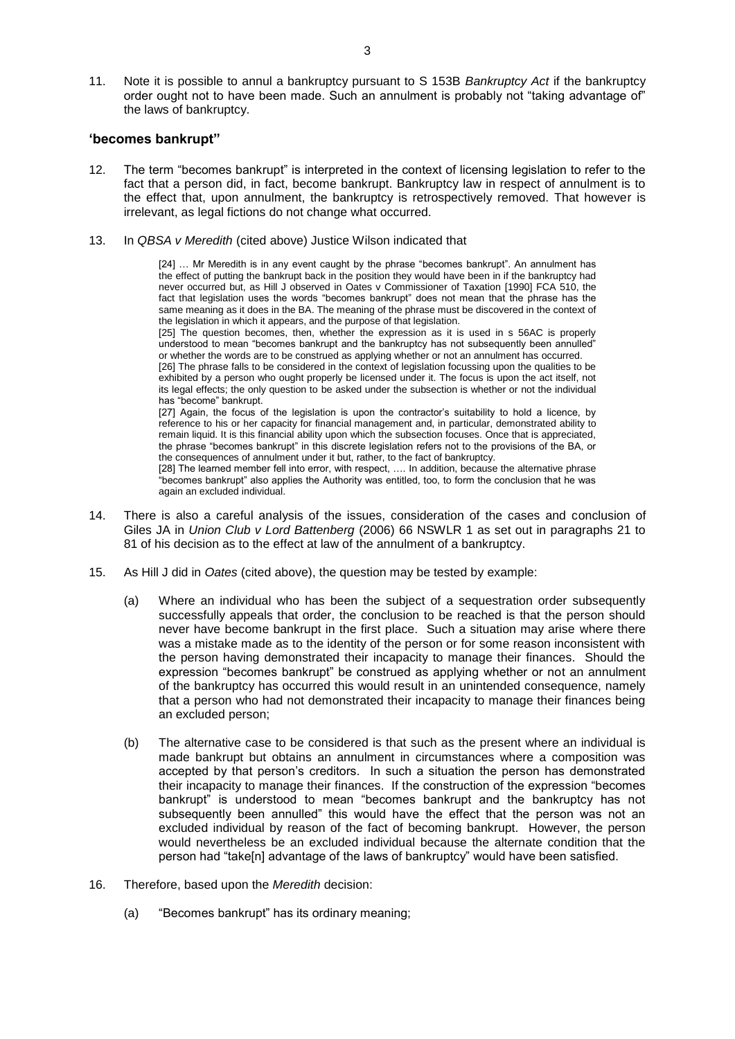11. Note it is possible to annul a bankruptcy pursuant to S 153B *Bankruptcy Act* if the bankruptcy order ought not to have been made. Such an annulment is probably not "taking advantage of" the laws of bankruptcy.

## 'becomes bankrupt"

12. The term "becomes bankrupt" is interpreted in the context of licensing legislation to refer to the fact that a person did, in fact, become bankrupt. Bankruptcy law in respect of annulment is to the effect that, upon annulment, the bankruptcy is retrospectively removed. That however is irrelevant, as legal fictions do not change what occurred.

13. In *QBSA v Meredith* (cited above) Justice Wilson indicated that

> [24] … Mr Meredith is in any event caught by the phrase "becomes bankrupt". An annulment has the effect of putting the bankrupt back in the position they would have been in if the bankruptcy had never occurred but, as Hill J observed in Oates v Commissioner of Taxation [1990] FCA 510, the fact that legislation uses the words "becomes bankrupt" does not mean that the phrase has the same meaning as it does in the BA. The meaning of the phrase must be discovered in the context of the legislation in which it appears, and the purpose of that legislation.
>
> [25] The question becomes, then, whether the expression as it is used in s 56AC is properly understood to mean "becomes bankrupt and the bankruptcy has not subsequently been annulled" or whether the words are to be construed as applying whether or not an annulment has occurred.
>
> [26] The phrase falls to be considered in the context of legislation focussing upon the qualities to be exhibited by a person who ought properly be licensed under it. The focus is upon the act itself, not its legal effects; the only question to be asked under the subsection is whether or not the individual has "become" bankrupt.
>
> [27] Again, the focus of the legislation is upon the contractor's suitability to hold a licence, by reference to his or her capacity for financial management and, in particular, demonstrated ability to remain liquid. It is this financial ability upon which the subsection focuses. Once that is appreciated, the phrase "becomes bankrupt" in this discrete legislation refers not to the provisions of the BA, or the consequences of annulment under it but, rather, to the fact of bankruptcy.
>
> [28] The learned member fell into error, with respect, …. In addition, because the alternative phrase "becomes bankrupt" also applies the Authority was entitled, too, to form the conclusion that he was again an excluded individual.

14. There is also a careful analysis of the issues, consideration of the cases and conclusion of Giles JA in *Union Club v Lord Battenberg* (2006) 66 NSWLR 1 as set out in paragraphs 21 to 81 of his decision as to the effect at law of the annulment of a bankruptcy.

15. As Hill J did in *Oates* (cited above), the question may be tested by example:

    (a) Where an individual who has been the subject of a sequestration order subsequently successfully appeals that order, the conclusion to be reached is that the person should never have become bankrupt in the first place. Such a situation may arise where there was a mistake made as to the identity of the person or for some reason inconsistent with the person having demonstrated their incapacity to manage their finances. Should the expression "becomes bankrupt" be construed as applying whether or not an annulment of the bankruptcy has occurred this would result in an unintended consequence, namely that a person who had not demonstrated their incapacity to manage their finances being an excluded person;

    (b) The alternative case to be considered is that such as the present where an individual is made bankrupt but obtains an annulment in circumstances where a composition was accepted by that person's creditors. In such a situation the person has demonstrated their incapacity to manage their finances. If the construction of the expression "becomes bankrupt" is understood to mean "becomes bankrupt and the bankruptcy has not subsequently been annulled" this would have the effect that the person was not an excluded individual by reason of the fact of becoming bankrupt. However, the person would nevertheless be an excluded individual because the alternate condition that the person had "take[n] advantage of the laws of bankruptcy" would have been satisfied.

16. Therefore, based upon the *Meredith* decision:

    (a) "Becomes bankrupt" has its ordinary meaning;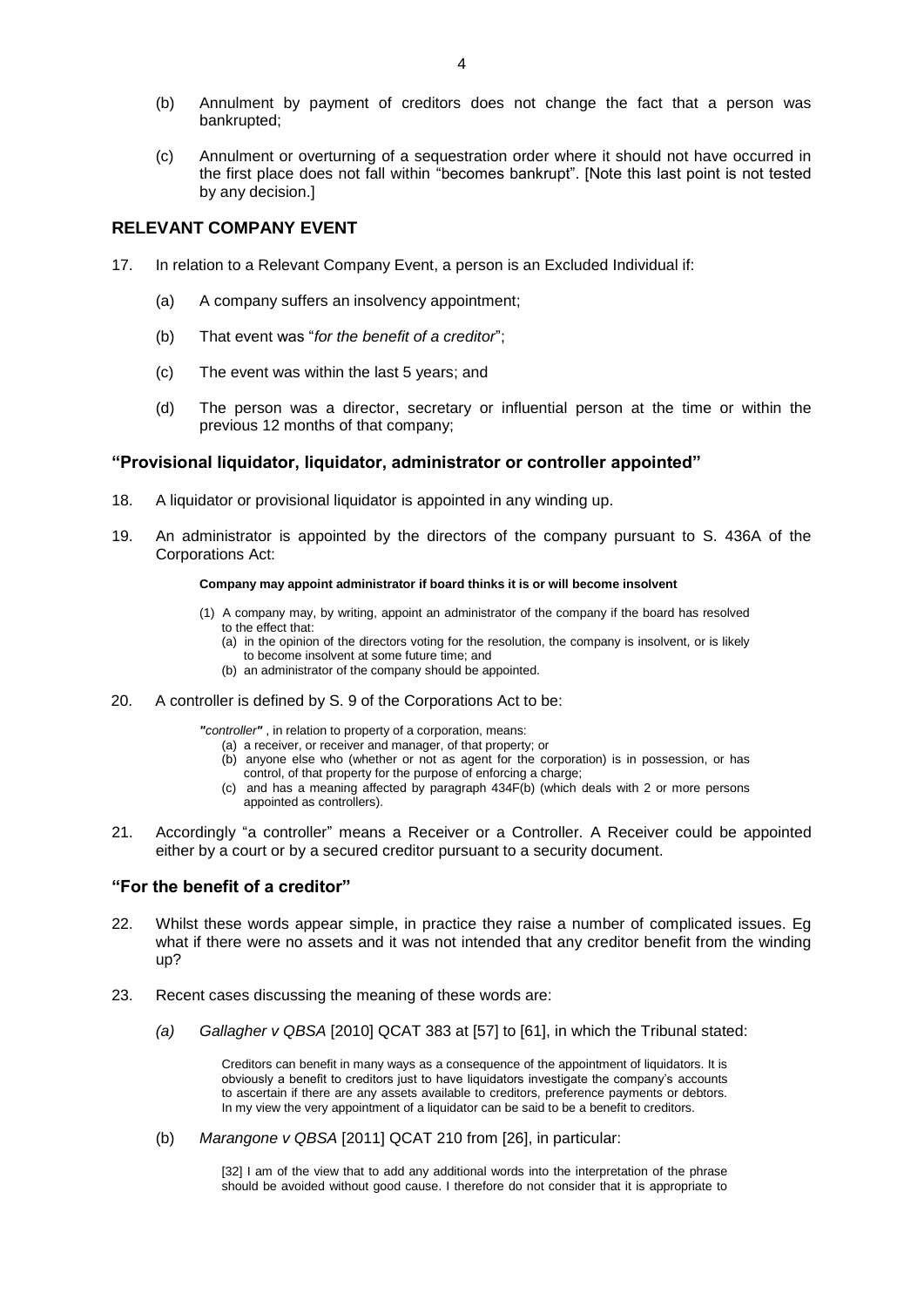(b) Annulment by payment of creditors does not change the fact that a person was bankrupted;

(c) Annulment or overturning of a sequestration order where it should not have occurred in the first place does not fall within "becomes bankrupt". [Note this last point is not tested by any decision.]

## RELEVANT COMPANY EVENT

17. In relation to a Relevant Company Event, a person is an Excluded Individual if:

    (a) A company suffers an insolvency appointment;

    (b) That event was "*for the benefit of a creditor*";

    (c) The event was within the last 5 years; and

    (d) The person was a director, secretary or influential person at the time or within the previous 12 months of that company;

### "Provisional liquidator, liquidator, administrator or controller appointed"

18. A liquidator or provisional liquidator is appointed in any winding up.

19. An administrator is appointed by the directors of the company pursuant to S. 436A of the Corporations Act:

    > **Company may appoint administrator if board thinks it is or will become insolvent**
    >
    > (1) A company may, by writing, appoint an administrator of the company if the board has resolved to the effect that:
    >
    > (a) in the opinion of the directors voting for the resolution, the company is insolvent, or is likely to become insolvent at some future time; and
    >
    > (b) an administrator of the company should be appointed.

20. A controller is defined by S. 9 of the Corporations Act to be:

    > ***"controller"*** , in relation to property of a corporation, means:
    >
    > (a) a receiver, or receiver and manager, of that property; or
    >
    > (b) anyone else who (whether or not as agent for the corporation) is in possession, or has control, of that property for the purpose of enforcing a charge;
    >
    > (c) and has a meaning affected by paragraph 434F(b) (which deals with 2 or more persons appointed as controllers).

21. Accordingly "a controller" means a Receiver or a Controller. A Receiver could be appointed either by a court or by a secured creditor pursuant to a security document.

### "For the benefit of a creditor"

22. Whilst these words appear simple, in practice they raise a number of complicated issues. Eg what if there were no assets and it was not intended that any creditor benefit from the winding up?

23. Recent cases discussing the meaning of these words are:

    *(a)* *Gallagher v QBSA* [2010] QCAT 383 at [57] to [61], in which the Tribunal stated:

    > Creditors can benefit in many ways as a consequence of the appointment of liquidators. It is obviously a benefit to creditors just to have liquidators investigate the company's accounts to ascertain if there are any assets available to creditors, preference payments or debtors. In my view the very appointment of a liquidator can be said to be a benefit to creditors.

    (b) *Marangone v QBSA* [2011] QCAT 210 from [26], in particular:

    > [32] I am of the view that to add any additional words into the interpretation of the phrase should be avoided without good cause. I therefore do not consider that it is appropriate to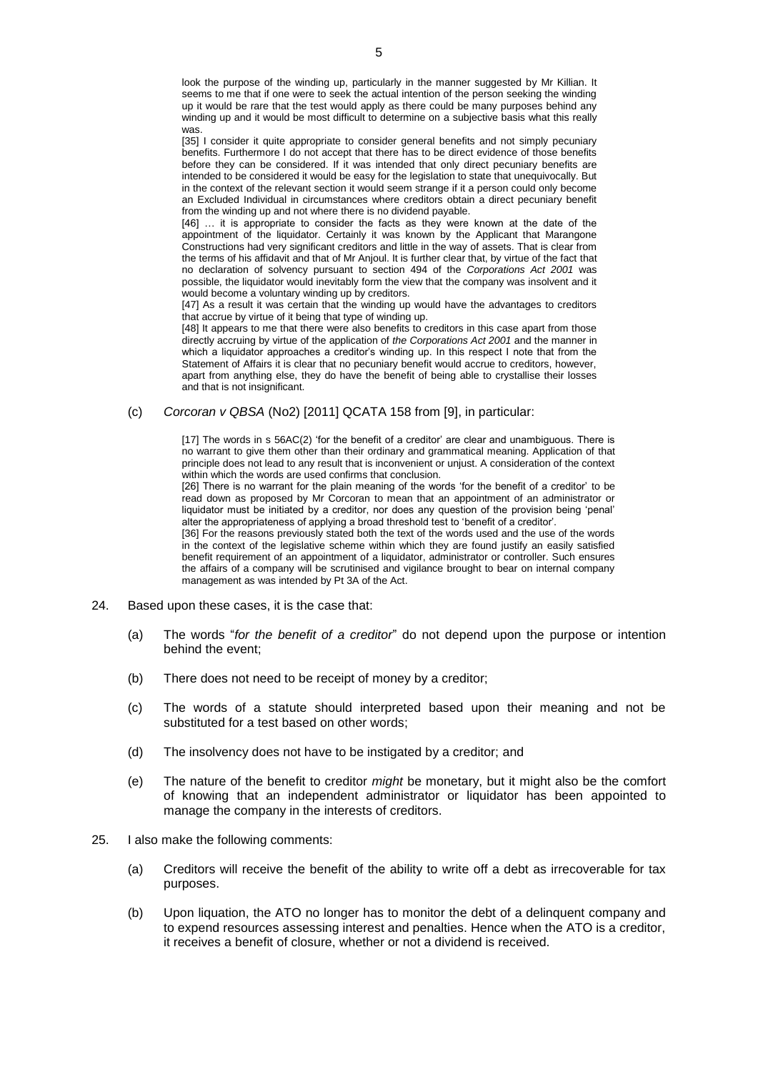> look the purpose of the winding up, particularly in the manner suggested by Mr Killian. It seems to me that if one were to seek the actual intention of the person seeking the winding up it would be rare that the test would apply as there could be many purposes behind any winding up and it would be most difficult to determine on a subjective basis what this really was.
>
> [35] I consider it quite appropriate to consider general benefits and not simply pecuniary benefits. Furthermore I do not accept that there has to be direct evidence of those benefits before they can be considered. If it was intended that only direct pecuniary benefits are intended to be considered it would be easy for the legislation to state that unequivocally. But in the context of the relevant section it would seem strange if it a person could only become an Excluded Individual in circumstances where creditors obtain a direct pecuniary benefit from the winding up and not where there is no dividend payable.
>
> [46] … it is appropriate to consider the facts as they were known at the date of the appointment of the liquidator. Certainly it was known by the Applicant that Marangone Constructions had very significant creditors and little in the way of assets. That is clear from the terms of his affidavit and that of Mr Anjoul. It is further clear that, by virtue of the fact that no declaration of solvency pursuant to section 494 of the *Corporations Act 2001* was possible, the liquidator would inevitably form the view that the company was insolvent and it would become a voluntary winding up by creditors.
>
> [47] As a result it was certain that the winding up would have the advantages to creditors that accrue by virtue of it being that type of winding up.
>
> [48] It appears to me that there were also benefits to creditors in this case apart from those directly accruing by virtue of the application of *the Corporations Act 2001* and the manner in which a liquidator approaches a creditor's winding up. In this respect I note that from the Statement of Affairs it is clear that no pecuniary benefit would accrue to creditors, however, apart from anything else, they do have the benefit of being able to crystallise their losses and that is not insignificant.

(c) *Corcoran v QBSA* (No2) [2011] QCATA 158 from [9], in particular:

> [17] The words in s 56AC(2) 'for the benefit of a creditor' are clear and unambiguous. There is no warrant to give them other than their ordinary and grammatical meaning. Application of that principle does not lead to any result that is inconvenient or unjust. A consideration of the context within which the words are used confirms that conclusion.
>
> [26] There is no warrant for the plain meaning of the words 'for the benefit of a creditor' to be read down as proposed by Mr Corcoran to mean that an appointment of an administrator or liquidator must be initiated by a creditor, nor does any question of the provision being 'penal' alter the appropriateness of applying a broad threshold test to 'benefit of a creditor'.
>
> [36] For the reasons previously stated both the text of the words used and the use of the words in the context of the legislative scheme within which they are found justify an easily satisfied benefit requirement of an appointment of a liquidator, administrator or controller. Such ensures the affairs of a company will be scrutinised and vigilance brought to bear on internal company management as was intended by Pt 3A of the Act.

24. Based upon these cases, it is the case that:

    (a) The words "*for the benefit of a creditor*" do not depend upon the purpose or intention behind the event;

    (b) There does not need to be receipt of money by a creditor;

    (c) The words of a statute should interpreted based upon their meaning and not be substituted for a test based on other words;

    (d) The insolvency does not have to be instigated by a creditor; and

    (e) The nature of the benefit to creditor *might* be monetary, but it might also be the comfort of knowing that an independent administrator or liquidator has been appointed to manage the company in the interests of creditors.

25. I also make the following comments:

    (a) Creditors will receive the benefit of the ability to write off a debt as irrecoverable for tax purposes.

    (b) Upon liquation, the ATO no longer has to monitor the debt of a delinquent company and to expend resources assessing interest and penalties. Hence when the ATO is a creditor, it receives a benefit of closure, whether or not a dividend is received.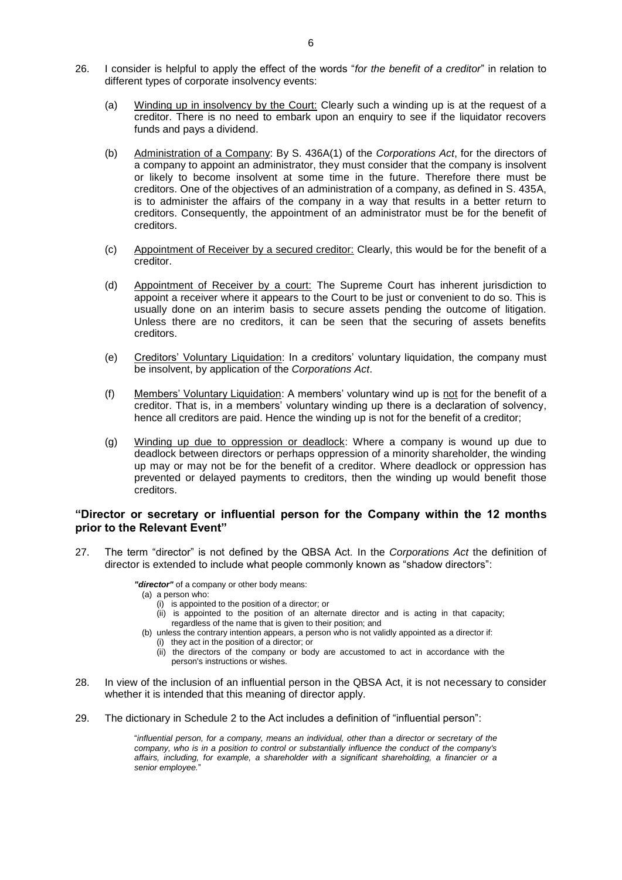26. I consider is helpful to apply the effect of the words "*for the benefit of a creditor*" in relation to different types of corporate insolvency events:

    (a) Winding up in insolvency by the Court: Clearly such a winding up is at the request of a creditor. There is no need to embark upon an enquiry to see if the liquidator recovers funds and pays a dividend.

    (b) Administration of a Company: By S. 436A(1) of the *Corporations Act*, for the directors of a company to appoint an administrator, they must consider that the company is insolvent or likely to become insolvent at some time in the future. Therefore there must be creditors. One of the objectives of an administration of a company, as defined in S. 435A, is to administer the affairs of the company in a way that results in a better return to creditors. Consequently, the appointment of an administrator must be for the benefit of creditors.

    (c) Appointment of Receiver by a secured creditor: Clearly, this would be for the benefit of a creditor.

    (d) Appointment of Receiver by a court: The Supreme Court has inherent jurisdiction to appoint a receiver where it appears to the Court to be just or convenient to do so. This is usually done on an interim basis to secure assets pending the outcome of litigation. Unless there are no creditors, it can be seen that the securing of assets benefits creditors.

    (e) Creditors' Voluntary Liquidation: In a creditors' voluntary liquidation, the company must be insolvent, by application of the *Corporations Act*.

    (f) Members' Voluntary Liquidation: A members' voluntary wind up is not for the benefit of a creditor. That is, in a members' voluntary winding up there is a declaration of solvency, hence all creditors are paid. Hence the winding up is not for the benefit of a creditor;

    (g) Winding up due to oppression or deadlock: Where a company is wound up due to deadlock between directors or perhaps oppression of a minority shareholder, the winding up may or may not be for the benefit of a creditor. Where deadlock or oppression has prevented or delayed payments to creditors, then the winding up would benefit those creditors.

### "Director or secretary or influential person for the Company within the 12 months prior to the Relevant Event"

27. The term "director" is not defined by the QBSA Act. In the *Corporations Act* the definition of director is extended to include what people commonly known as "shadow directors":

    > ***"director"*** of a company or other body means:
    > (a) a person who:
    > (i) is appointed to the position of a director; or
    > (ii) is appointed to the position of an alternate director and is acting in that capacity;
    > regardless of the name that is given to their position; and
    > (b) unless the contrary intention appears, a person who is not validly appointed as a director if:
    > (i) they act in the position of a director; or
    > (ii) the directors of the company or body are accustomed to act in accordance with the person's instructions or wishes.

28. In view of the inclusion of an influential person in the QBSA Act, it is not necessary to consider whether it is intended that this meaning of director apply.

29. The dictionary in Schedule 2 to the Act includes a definition of "influential person":

    > "*influential person, for a company, means an individual, other than a director or secretary of the company, who is in a position to control or substantially influence the conduct of the company's affairs, including, for example, a shareholder with a significant shareholding, a financier or a senior employee.*"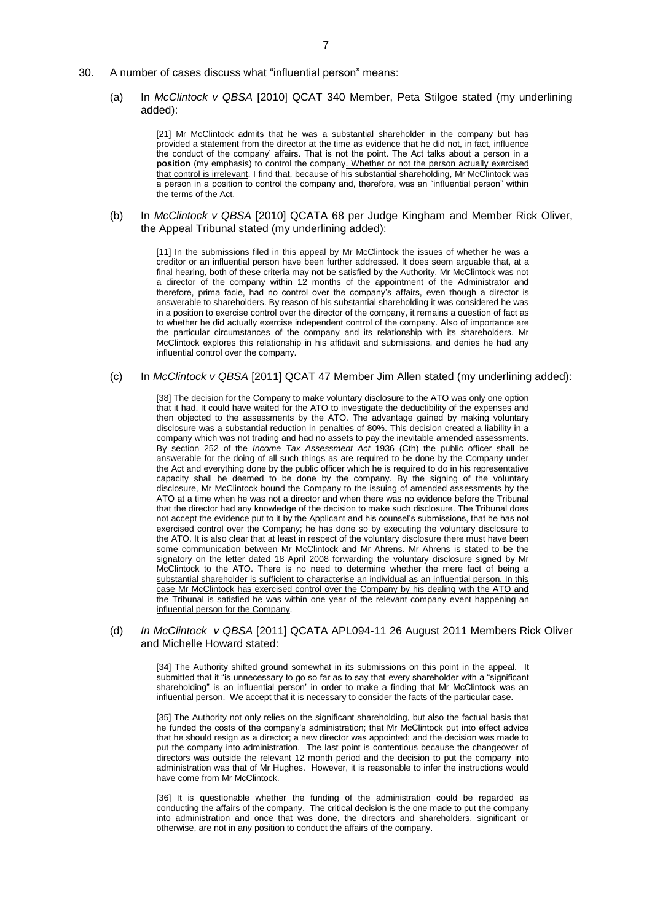30. A number of cases discuss what "influential person" means:

  (a) In *McClintock v QBSA* [2010] QCAT 340 Member, Peta Stilgoe stated (my underlining added):

  > [21] Mr McClintock admits that he was a substantial shareholder in the company but has provided a statement from the director at the time as evidence that he did not, in fact, influence the conduct of the company' affairs. That is not the point. The Act talks about a person in a **position** (my emphasis) to control the company. <u>Whether or not the person actually exercised that control is irrelevant</u>. I find that, because of his substantial shareholding, Mr McClintock was a person in a position to control the company and, therefore, was an "influential person" within the terms of the Act.

  (b) In *McClintock v QBSA* [2010] QCATA 68 per Judge Kingham and Member Rick Oliver, the Appeal Tribunal stated (my underlining added):

  > [11] In the submissions filed in this appeal by Mr McClintock the issues of whether he was a creditor or an influential person have been further addressed. It does seem arguable that, at a final hearing, both of these criteria may not be satisfied by the Authority. Mr McClintock was not a director of the company within 12 months of the appointment of the Administrator and therefore, prima facie, had no control over the company's affairs, even though a director is answerable to shareholders. By reason of his substantial shareholding it was considered he was in a position to exercise control over the director of the company<u>, it remains a question of fact as to whether he did actually exercise independent control of the company</u>. Also of importance are the particular circumstances of the company and its relationship with its shareholders. Mr McClintock explores this relationship in his affidavit and submissions, and denies he had any influential control over the company.

  (c) In *McClintock v QBSA* [2011] QCAT 47 Member Jim Allen stated (my underlining added):

  > [38] The decision for the Company to make voluntary disclosure to the ATO was only one option that it had. It could have waited for the ATO to investigate the deductibility of the expenses and then objected to the assessments by the ATO. The advantage gained by making voluntary disclosure was a substantial reduction in penalties of 80%. This decision created a liability in a company which was not trading and had no assets to pay the inevitable amended assessments. By section 252 of the *Income Tax Assessment Act* 1936 (Cth) the public officer shall be answerable for the doing of all such things as are required to be done by the Company under the Act and everything done by the public officer which he is required to do in his representative capacity shall be deemed to be done by the company. By the signing of the voluntary disclosure, Mr McClintock bound the Company to the issuing of amended assessments by the ATO at a time when he was not a director and when there was no evidence before the Tribunal that the director had any knowledge of the decision to make such disclosure. The Tribunal does not accept the evidence put to it by the Applicant and his counsel's submissions, that he has not exercised control over the Company; he has done so by executing the voluntary disclosure to the ATO. It is also clear that at least in respect of the voluntary disclosure there must have been some communication between Mr McClintock and Mr Ahrens. Mr Ahrens is stated to be the signatory on the letter dated 18 April 2008 forwarding the voluntary disclosure signed by Mr McClintock to the ATO. <u>There is no need to determine whether the mere fact of being a substantial shareholder is sufficient to characterise an individual as an influential person. In this case Mr McClintock has exercised control over the Company by his dealing with the ATO and the Tribunal is satisfied he was within one year of the relevant company event happening an influential person for the Company</u>.

  (d) *In McClintock v QBSA* [2011] QCATA APL094-11 26 August 2011 Members Rick Oliver and Michelle Howard stated:

  > [34] The Authority shifted ground somewhat in its submissions on this point in the appeal. It submitted that it "is unnecessary to go so far as to say that <u>every</u> shareholder with a "significant shareholding" is an influential person' in order to make a finding that Mr McClintock was an influential person. We accept that it is necessary to consider the facts of the particular case.
  >
  > [35] The Authority not only relies on the significant shareholding, but also the factual basis that he funded the costs of the company's administration; that Mr McClintock put into effect advice that he should resign as a director; a new director was appointed; and the decision was made to put the company into administration. The last point is contentious because the changeover of directors was outside the relevant 12 month period and the decision to put the company into administration was that of Mr Hughes. However, it is reasonable to infer the instructions would have come from Mr McClintock.
  >
  > [36] It is questionable whether the funding of the administration could be regarded as conducting the affairs of the company. The critical decision is the one made to put the company into administration and once that was done, the directors and shareholders, significant or otherwise, are not in any position to conduct the affairs of the company.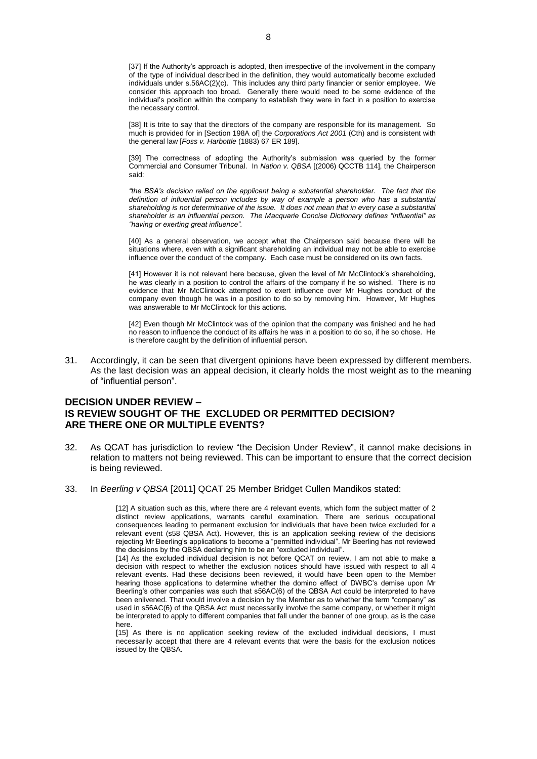> [37] If the Authority's approach is adopted, then irrespective of the involvement in the company of the type of individual described in the definition, they would automatically become excluded individuals under s.56AC(2)(c). This includes any third party financier or senior employee. We consider this approach too broad. Generally there would need to be some evidence of the individual's position within the company to establish they were in fact in a position to exercise the necessary control.
>
> [38] It is trite to say that the directors of the company are responsible for its management. So much is provided for in [Section 198A of] the *Corporations Act 2001* (Cth) and is consistent with the general law [*Foss v. Harbottle* (1883) 67 ER 189].
>
> [39] The correctness of adopting the Authority's submission was queried by the former Commercial and Consumer Tribunal. In *Nation v. QBSA* [(2006) QCCTB 114], the Chairperson said:
>
> *"the BSA's decision relied on the applicant being a substantial shareholder. The fact that the definition of influential person includes by way of example a person who has a substantial shareholding is not determinative of the issue. It does not mean that in every case a substantial shareholder is an influential person. The Macquarie Concise Dictionary defines "influential" as "having or exerting great influence".*
>
> [40] As a general observation, we accept what the Chairperson said because there will be situations where, even with a significant shareholding an individual may not be able to exercise influence over the conduct of the company. Each case must be considered on its own facts.
>
> [41] However it is not relevant here because, given the level of Mr McClintock's shareholding, he was clearly in a position to control the affairs of the company if he so wished. There is no evidence that Mr McClintock attempted to exert influence over Mr Hughes conduct of the company even though he was in a position to do so by removing him. However, Mr Hughes was answerable to Mr McClintock for this actions.
>
> [42] Even though Mr McClintock was of the opinion that the company was finished and he had no reason to influence the conduct of its affairs he was in a position to do so, if he so chose. He is therefore caught by the definition of influential person.

31. Accordingly, it can be seen that divergent opinions have been expressed by different members. As the last decision was an appeal decision, it clearly holds the most weight as to the meaning of "influential person".

## DECISION UNDER REVIEW – IS REVIEW SOUGHT OF THE EXCLUDED OR PERMITTED DECISION? ARE THERE ONE OR MULTIPLE EVENTS?

32. As QCAT has jurisdiction to review "the Decision Under Review", it cannot make decisions in relation to matters not being reviewed. This can be important to ensure that the correct decision is being reviewed.

33. In *Beerling v QBSA* [2011] QCAT 25 Member Bridget Cullen Mandikos stated:

> [12] A situation such as this, where there are 4 relevant events, which form the subject matter of 2 distinct review applications, warrants careful examination. There are serious occupational consequences leading to permanent exclusion for individuals that have been twice excluded for a relevant event (s58 QBSA Act). However, this is an application seeking review of the decisions rejecting Mr Beerling's applications to become a "permitted individual". Mr Beerling has not reviewed the decisions by the QBSA declaring him to be an "excluded individual".
>
> [14] As the excluded individual decision is not before QCAT on review, I am not able to make a decision with respect to whether the exclusion notices should have issued with respect to all 4 relevant events. Had these decisions been reviewed, it would have been open to the Member hearing those applications to determine whether the domino effect of DWBC's demise upon Mr Beerling's other companies was such that s56AC(6) of the QBSA Act could be interpreted to have been enlivened. That would involve a decision by the Member as to whether the term "company" as used in s56AC(6) of the QBSA Act must necessarily involve the same company, or whether it might be interpreted to apply to different companies that fall under the banner of one group, as is the case here.
>
> [15] As there is no application seeking review of the excluded individual decisions, I must necessarily accept that there are 4 relevant events that were the basis for the exclusion notices issued by the QBSA.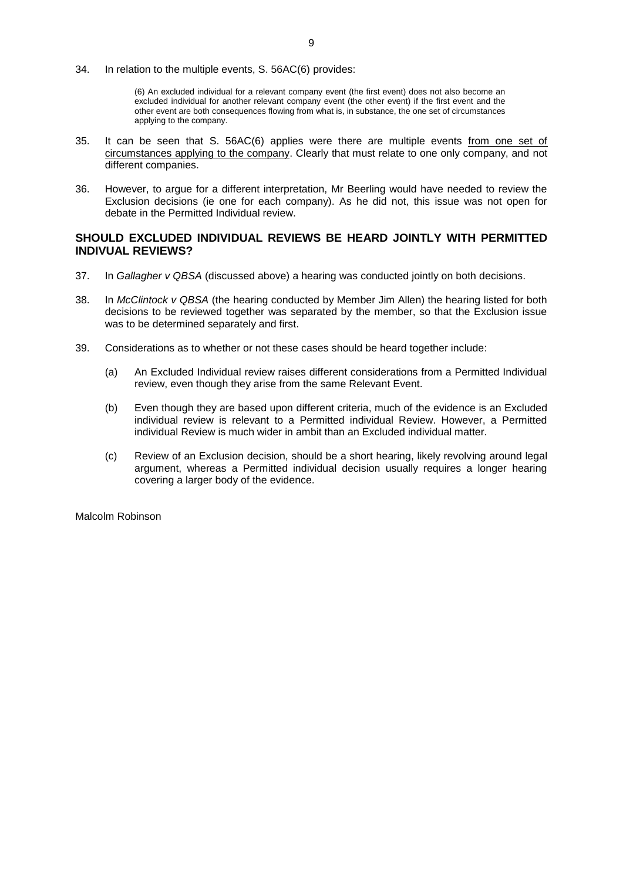34. In relation to the multiple events, S. 56AC(6) provides:

> (6) An excluded individual for a relevant company event (the first event) does not also become an excluded individual for another relevant company event (the other event) if the first event and the other event are both consequences flowing from what is, in substance, the one set of circumstances applying to the company.

35. It can be seen that S. 56AC(6) applies were there are multiple events <u>from one set of circumstances applying to the company</u>. Clearly that must relate to one only company, and not different companies.

36. However, to argue for a different interpretation, Mr Beerling would have needed to review the Exclusion decisions (ie one for each company). As he did not, this issue was not open for debate in the Permitted Individual review.

## SHOULD EXCLUDED INDIVIDUAL REVIEWS BE HEARD JOINTLY WITH PERMITTED INDIVUAL REVIEWS?

37. In *Gallagher v QBSA* (discussed above) a hearing was conducted jointly on both decisions.

38. In *McClintock v QBSA* (the hearing conducted by Member Jim Allen) the hearing listed for both decisions to be reviewed together was separated by the member, so that the Exclusion issue was to be determined separately and first.

39. Considerations as to whether or not these cases should be heard together include:

    (a) An Excluded Individual review raises different considerations from a Permitted Individual review, even though they arise from the same Relevant Event.

    (b) Even though they are based upon different criteria, much of the evidence is an Excluded individual review is relevant to a Permitted individual Review. However, a Permitted individual Review is much wider in ambit than an Excluded individual matter.

    (c) Review of an Exclusion decision, should be a short hearing, likely revolving around legal argument, whereas a Permitted individual decision usually requires a longer hearing covering a larger body of the evidence.

Malcolm Robinson